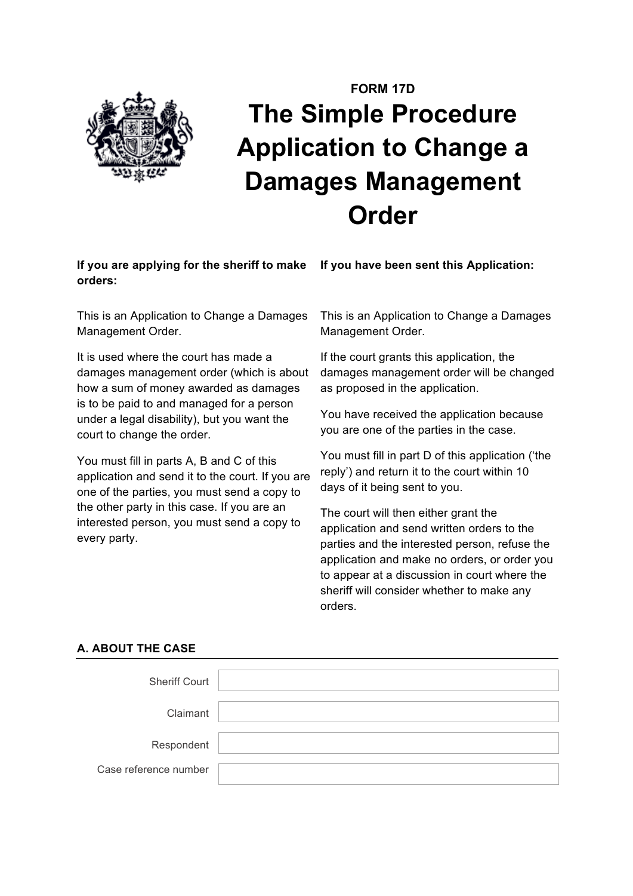FORM 17D

# The Simple Procedure Application to Change a Damages Management Order

**If you are applying for the sheriff to make orders:**

This is an Application to Change a Damages Management Order.

It is used where the court has made a damages management order (which is about how a sum of money awarded as damages is to be paid to and managed for a person under a legal disability), but you want the court to change the order.

You must fill in parts A, B and C of this application and send it to the court. If you are one of the parties, you must send a copy to the other party in this case. If you are an interested person, you must send a copy to every party.

**If you have been sent this Application:**

This is an Application to Change a Damages Management Order.

If the court grants this application, the damages management order will be changed as proposed in the application.

You have received the application because you are one of the parties in the case.

You must fill in part D of this application ('the reply') and return it to the court within 10 days of it being sent to you.

The court will then either grant the application and send written orders to the parties and the interested person, refuse the application and make no orders, or order you to appear at a discussion in court where the sheriff will consider whether to make any orders.

## A. ABOUT THE CASE

| | |
|---|---|
| Sheriff Court | |
| Claimant | |
| Respondent | |
| Case reference number | |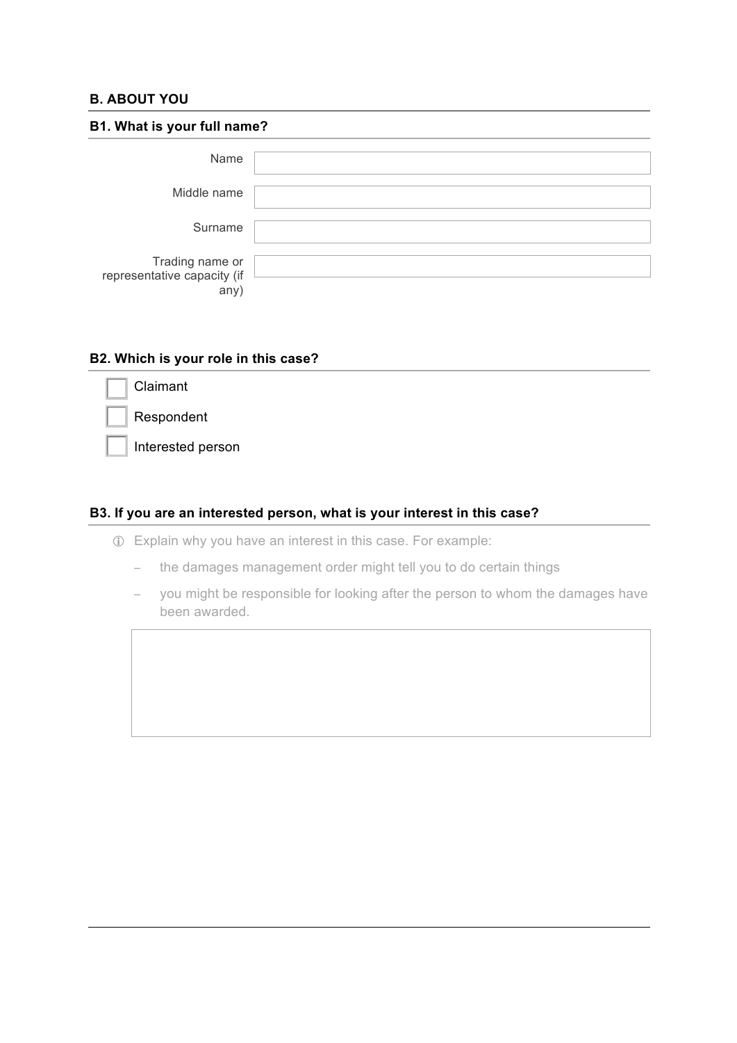## B. ABOUT YOU

### B1. What is your full name?

Name

Middle name

Surname

Trading name or representative capacity (if any)

### B2. Which is your role in this case?

- [ ] Claimant
- [ ] Respondent
- [ ] Interested person

### B3. If you are an interested person, what is your interest in this case?

ⓘ Explain why you have an interest in this case. For example:

- the damages management order might tell you to do certain things
- you might be responsible for looking after the person to whom the damages have been awarded.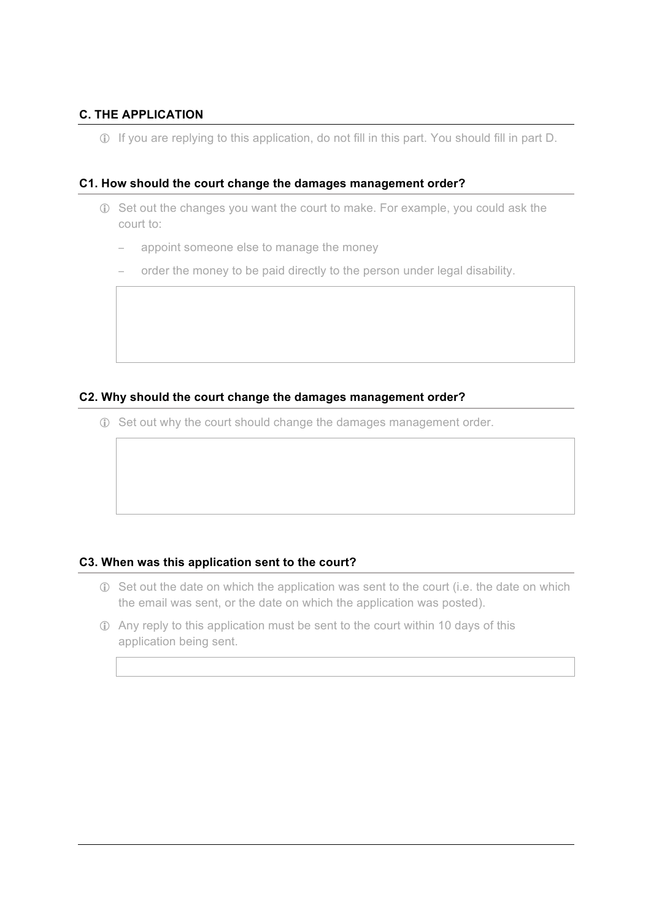## C. THE APPLICATION

ⓘ If you are replying to this application, do not fill in this part. You should fill in part D.

### C1. How should the court change the damages management order?

ⓘ Set out the changes you want the court to make. For example, you could ask the court to:

- appoint someone else to manage the money
- order the money to be paid directly to the person under legal disability.

### C2. Why should the court change the damages management order?

ⓘ Set out why the court should change the damages management order.

### C3. When was this application sent to the court?

ⓘ Set out the date on which the application was sent to the court (i.e. the date on which the email was sent, or the date on which the application was posted).

ⓘ Any reply to this application must be sent to the court within 10 days of this application being sent.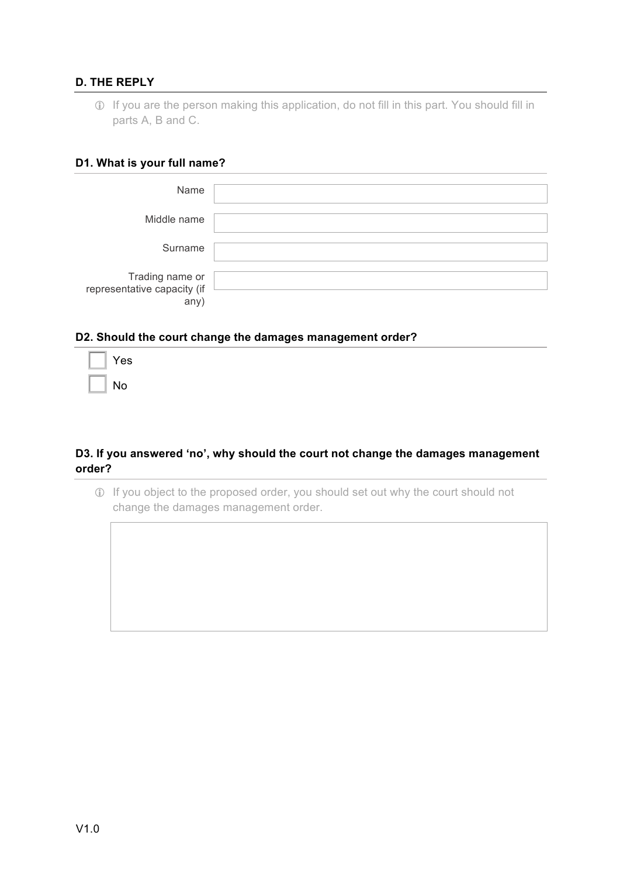## D. THE REPLY

ⓘ If you are the person making this application, do not fill in this part. You should fill in parts A, B and C.

### D1. What is your full name?

Name

Middle name

Surname

Trading name or representative capacity (if any)

### D2. Should the court change the damages management order?

☐ Yes

☐ No

### D3. If you answered 'no', why should the court not change the damages management order?

ⓘ If you object to the proposed order, you should set out why the court should not change the damages management order.

V1.0